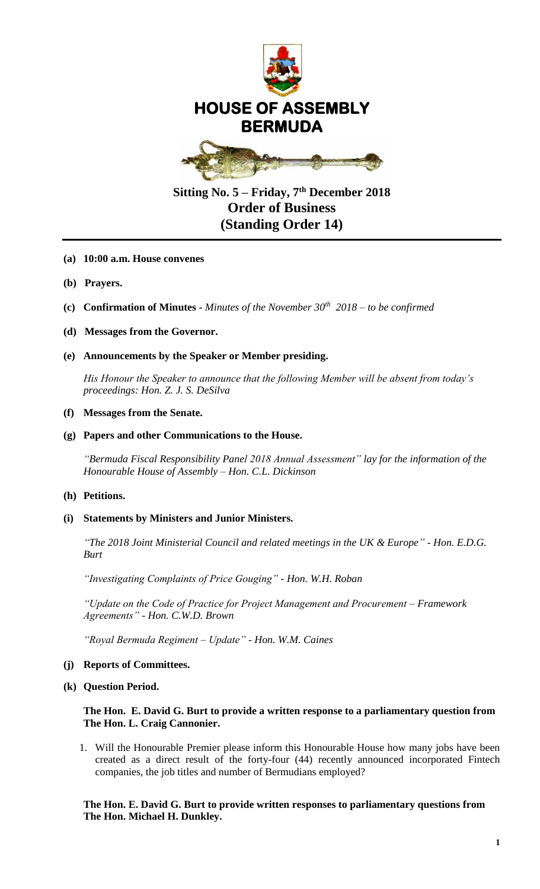# HOUSE OF ASSEMBLY
# BERMUDA

## Sitting No. 5 – Friday, 7th December 2018
## Order of Business
## (Standing Order 14)

---

**(a) 10:00 a.m. House convenes**

**(b) Prayers.**

**(c) Confirmation of Minutes -** *Minutes of the November 30th 2018 – to be confirmed*

**(d) Messages from the Governor.**

**(e) Announcements by the Speaker or Member presiding.**

*His Honour the Speaker to announce that the following Member will be absent from today's proceedings: Hon. Z. J. S. DeSilva*

**(f) Messages from the Senate.**

**(g) Papers and other Communications to the House.**

*"Bermuda Fiscal Responsibility Panel 2018 Annual Assessment" lay for the information of the Honourable House of Assembly – Hon. C.L. Dickinson*

**(h) Petitions.**

**(i) Statements by Ministers and Junior Ministers.**

*"The 2018 Joint Ministerial Council and related meetings in the UK & Europe" - Hon. E.D.G. Burt*

*"Investigating Complaints of Price Gouging" - Hon. W.H. Roban*

*"Update on the Code of Practice for Project Management and Procurement – Framework Agreements" - Hon. C.W.D. Brown*

*"Royal Bermuda Regiment – Update" - Hon. W.M. Caines*

**(j) Reports of Committees.**

**(k) Question Period.**

**The Hon. E. David G. Burt to provide a written response to a parliamentary question from The Hon. L. Craig Cannonier.**

1. Will the Honourable Premier please inform this Honourable House how many jobs have been created as a direct result of the forty-four (44) recently announced incorporated Fintech companies, the job titles and number of Bermudians employed?

**The Hon. E. David G. Burt to provide written responses to parliamentary questions from The Hon. Michael H. Dunkley.**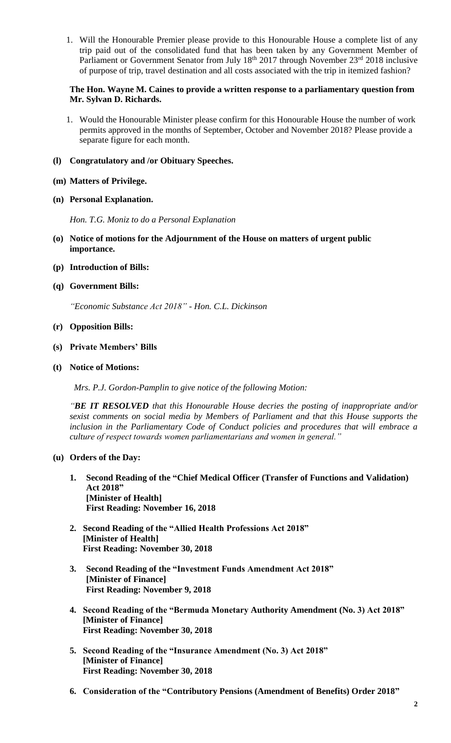1. Will the Honourable Premier please provide to this Honourable House a complete list of any trip paid out of the consolidated fund that has been taken by any Government Member of Parliament or Government Senator from July 18th 2017 through November 23rd 2018 inclusive of purpose of trip, travel destination and all costs associated with the trip in itemized fashion?

**The Hon. Wayne M. Caines to provide a written response to a parliamentary question from Mr. Sylvan D. Richards.**

1. Would the Honourable Minister please confirm for this Honourable House the number of work permits approved in the months of September, October and November 2018? Please provide a separate figure for each month.

**(l) Congratulatory and /or Obituary Speeches.**

**(m) Matters of Privilege.**

**(n) Personal Explanation.**

*Hon. T.G. Moniz to do a Personal Explanation*

**(o) Notice of motions for the Adjournment of the House on matters of urgent public importance.**

**(p) Introduction of Bills:**

**(q) Government Bills:**

*"Economic Substance Act 2018" - Hon. C.L. Dickinson*

**(r) Opposition Bills:**

**(s) Private Members' Bills**

**(t) Notice of Motions:**

*Mrs. P.J. Gordon-Pamplin to give notice of the following Motion:*

*"**BE IT RESOLVED** that this Honourable House decries the posting of inappropriate and/or sexist comments on social media by Members of Parliament and that this House supports the inclusion in the Parliamentary Code of Conduct policies and procedures that will embrace a culture of respect towards women parliamentarians and women in general."*

**(u) Orders of the Day:**

1. **Second Reading of the "Chief Medical Officer (Transfer of Functions and Validation) Act 2018"**
   **[Minister of Health]**
   **First Reading: November 16, 2018**

2. **Second Reading of the "Allied Health Professions Act 2018"**
   **[Minister of Health]**
   **First Reading: November 30, 2018**

3. **Second Reading of the "Investment Funds Amendment Act 2018"**
   **[Minister of Finance]**
   **First Reading: November 9, 2018**

4. **Second Reading of the "Bermuda Monetary Authority Amendment (No. 3) Act 2018"**
   **[Minister of Finance]**
   **First Reading: November 30, 2018**

5. **Second Reading of the "Insurance Amendment (No. 3) Act 2018"**
   **[Minister of Finance]**
   **First Reading: November 30, 2018**

6. **Consideration of the "Contributory Pensions (Amendment of Benefits) Order 2018"**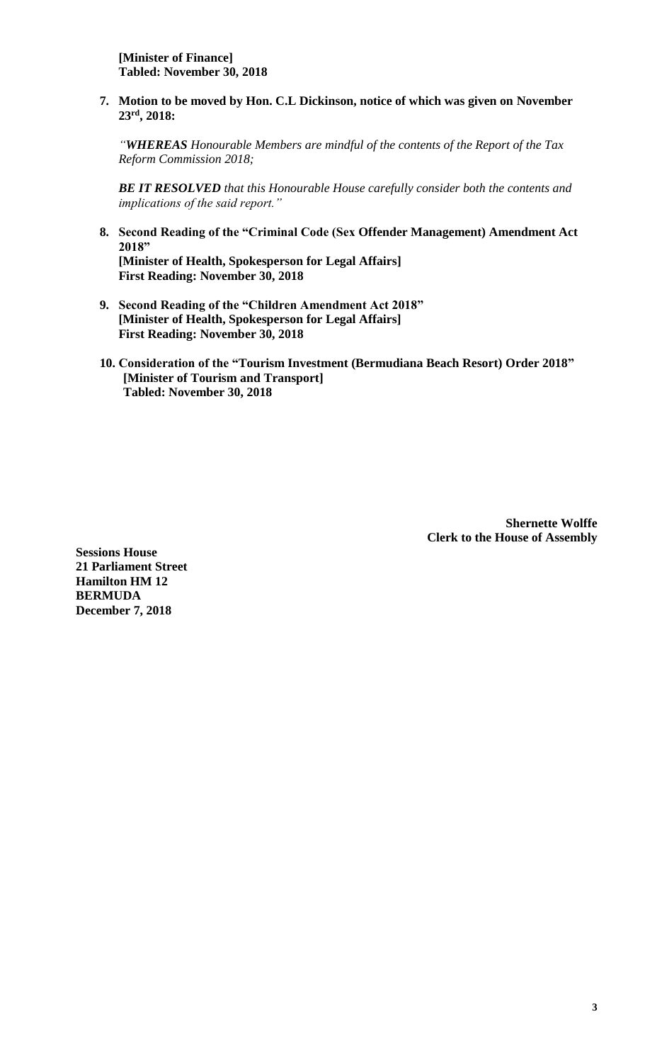**[Minister of Finance]**
**Tabled: November 30, 2018**

7. **Motion to be moved by Hon. C.L Dickinson, notice of which was given on November 23rd, 2018:**

   *"**WHEREAS** Honourable Members are mindful of the contents of the Report of the Tax Reform Commission 2018;*

   ***BE IT RESOLVED** that this Honourable House carefully consider both the contents and implications of the said report."*

8. **Second Reading of the "Criminal Code (Sex Offender Management) Amendment Act 2018"**
   **[Minister of Health, Spokesperson for Legal Affairs]**
   **First Reading: November 30, 2018**

9. **Second Reading of the "Children Amendment Act 2018"**
   **[Minister of Health, Spokesperson for Legal Affairs]**
   **First Reading: November 30, 2018**

10. **Consideration of the "Tourism Investment (Bermudiana Beach Resort) Order 2018"**
    **[Minister of Tourism and Transport]**
    **Tabled: November 30, 2018**

**Shernette Wolffe**
**Clerk to the House of Assembly**

**Sessions House**
**21 Parliament Street**
**Hamilton HM 12**
**BERMUDA**
**December 7, 2018**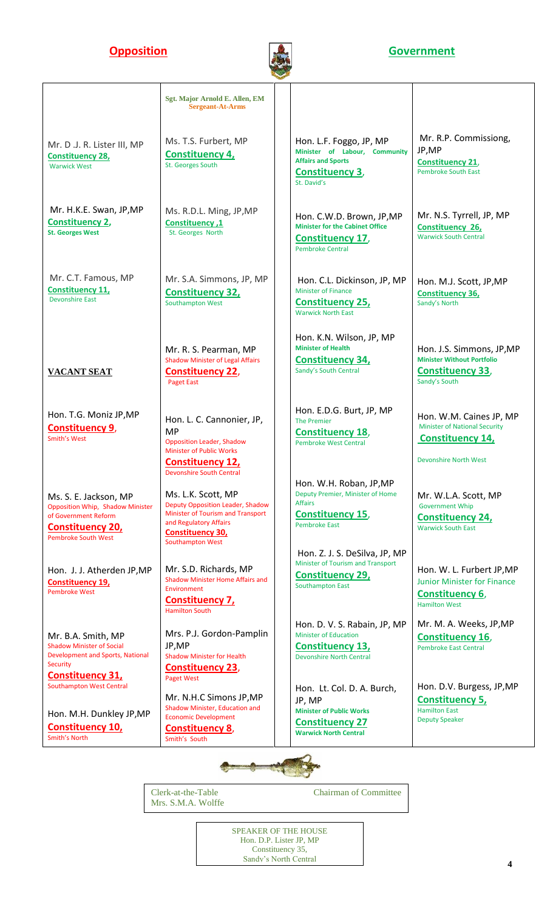## Opposition

## Government

| | | | |
|---|---|---|---|
| | **Sgt. Major Arnold E. Allen, EM** Sergeant-At-Arms | | |
| Mr. D .J. R. Lister III, MP **Constituency 28,** Warwick West | Ms. T.S. Furbert, MP **Constituency 4,** St. Georges South | Hon. L.F. Foggo, JP, MP **Minister of Labour, Community Affairs and Sports** **Constituency 3**, St. David's | Mr. R.P. Commissiong, JP,MP **Constituency 21**, Pembroke South East |
| Mr. H.K.E. Swan, JP,MP **Constituency 2,** **St. Georges West** | Ms. R.D.L. Ming, JP,MP **Constituency ,1** St. Georges North | Hon. C.W.D. Brown, JP,MP **Minister for the Cabinet Office** **Constituency 17**, Pembroke Central | Mr. N.S. Tyrrell, JP, MP **Constituency 26,** Warwick South Central |
| Mr. C.T. Famous, MP **Constituency 11,** Devonshire East | Mr. S.A. Simmons, JP, MP **Constituency 32,** Southampton West | Hon. C.L. Dickinson, JP, MP Minister of Finance **Constituency 25,** Warwick North East | Hon. M.J. Scott, JP,MP **Constituency 36,** Sandy's North |
| **VACANT SEAT** | Mr. R. S. Pearman, MP Shadow Minister of Legal Affairs **Constituency 22**, Paget East | Hon. K.N. Wilson, JP, MP **Minister of Health** **Constituency 34,** Sandy's South Central | Hon. J.S. Simmons, JP,MP **Minister Without Portfolio** **Constituency 33**, Sandy's South |
| Hon. T.G. Moniz JP,MP **Constituency 9**, Smith's West | Hon. L. C. Cannonier, JP, MP Opposition Leader, Shadow Minister of Public Works **Constituency 12,** Devonshire South Central | Hon. E.D.G. Burt, JP, MP The Premier **Constituency 18**, Pembroke West Central | Hon. W.M. Caines JP, MP Minister of National Security **Constituency 14,** Devonshire North West |
| Ms. S. E. Jackson, MP Opposition Whip, Shadow Minister of Government Reform **Constituency 20,** Pembroke South West | Ms. L.K. Scott, MP Deputy Opposition Leader, Shadow Minister of Tourism and Transport and Regulatory Affairs **Constituency 30,** Southampton West | Hon. W.H. Roban, JP,MP Deputy Premier, Minister of Home Affairs **Constituency 15**, Pembroke East | Mr. W.L.A. Scott, MP Government Whip **Constituency 24,** Warwick South East |
| Hon. J. J. Atherden JP,MP **Constituency 19,** Pembroke West | Mr. S.D. Richards, MP Shadow Minister Home Affairs and Environment **Constituency 7,** Hamilton South | Hon. Z. J. S. DeSilva, JP, MP Minister of Tourism and Transport **Constituency 29,** Southampton East | Hon. W. L. Furbert JP,MP Junior Minister for Finance **Constituency 6**, Hamilton West |
| Mr. B.A. Smith, MP Shadow Minister of Social Development and Sports, National Security **Constituency 31,** Southampton West Central | Mrs. P.J. Gordon-Pamplin JP,MP Shadow Minister for Health **Constituency 23**, Paget West | Hon. D. V. S. Rabain, JP, MP Minister of Education **Constituency 13,** Devonshire North Central | Mr. M. A. Weeks, JP,MP **Constituency 16**, Pembroke East Central |
| Hon. M.H. Dunkley JP,MP **Constituency 10,** Smith's North | Mr. N.H.C Simons JP,MP Shadow Minister, Education and Economic Development **Constituency 8**, Smith's South | Hon. Lt. Col. D. A. Burch, JP, MP **Minister of Public Works** **Constituency 27** **Warwick North Central** | Hon. D.V. Burgess, JP,MP **Constituency 5,** Hamilton East Deputy Speaker |

| | |
|---|---|
| Clerk-at-the-Table Mrs. S.M.A. Wolffe | Chairman of Committee |

SPEAKER OF THE HOUSE
Hon. D.P. Lister JP, MP
Constituency 35,
Sandy's North Central